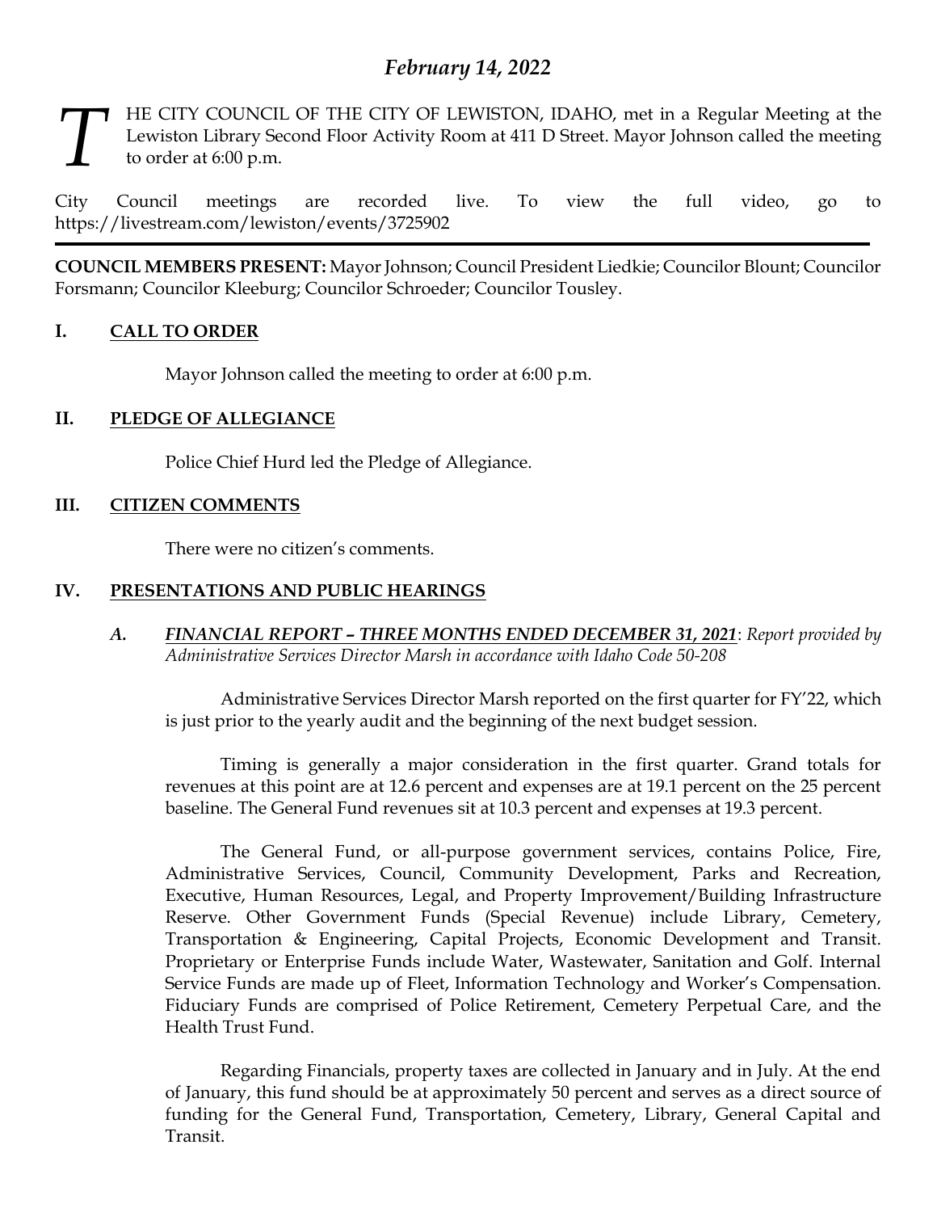# *February 14, 2022*

THE CITY COUNCIL OF THE CITY OF LEWISTON, IDAHO, met in a Regular Meeting at the Lewiston Library Second Floor Activity Room at 411 D Street. Mayor Johnson called the meeting to order at 6:00 p.m.

City Council meetings are recorded live. To view the full video, go to https://livestream.com/lewiston/events/3725902

---

**COUNCIL MEMBERS PRESENT:** Mayor Johnson; Council President Liedkie; Councilor Blount; Councilor Forsmann; Councilor Kleeburg; Councilor Schroeder; Councilor Tousley.

## I. CALL TO ORDER

Mayor Johnson called the meeting to order at 6:00 p.m.

## II. PLEDGE OF ALLEGIANCE

Police Chief Hurd led the Pledge of Allegiance.

## III. CITIZEN COMMENTS

There were no citizen's comments.

## IV. PRESENTATIONS AND PUBLIC HEARINGS

### *A. FINANCIAL REPORT – THREE MONTHS ENDED DECEMBER 31, 2021*: *Report provided by Administrative Services Director Marsh in accordance with Idaho Code 50-208*

Administrative Services Director Marsh reported on the first quarter for FY'22, which is just prior to the yearly audit and the beginning of the next budget session.

Timing is generally a major consideration in the first quarter. Grand totals for revenues at this point are at 12.6 percent and expenses are at 19.1 percent on the 25 percent baseline. The General Fund revenues sit at 10.3 percent and expenses at 19.3 percent.

The General Fund, or all-purpose government services, contains Police, Fire, Administrative Services, Council, Community Development, Parks and Recreation, Executive, Human Resources, Legal, and Property Improvement/Building Infrastructure Reserve. Other Government Funds (Special Revenue) include Library, Cemetery, Transportation & Engineering, Capital Projects, Economic Development and Transit. Proprietary or Enterprise Funds include Water, Wastewater, Sanitation and Golf. Internal Service Funds are made up of Fleet, Information Technology and Worker's Compensation. Fiduciary Funds are comprised of Police Retirement, Cemetery Perpetual Care, and the Health Trust Fund.

Regarding Financials, property taxes are collected in January and in July. At the end of January, this fund should be at approximately 50 percent and serves as a direct source of funding for the General Fund, Transportation, Cemetery, Library, General Capital and Transit.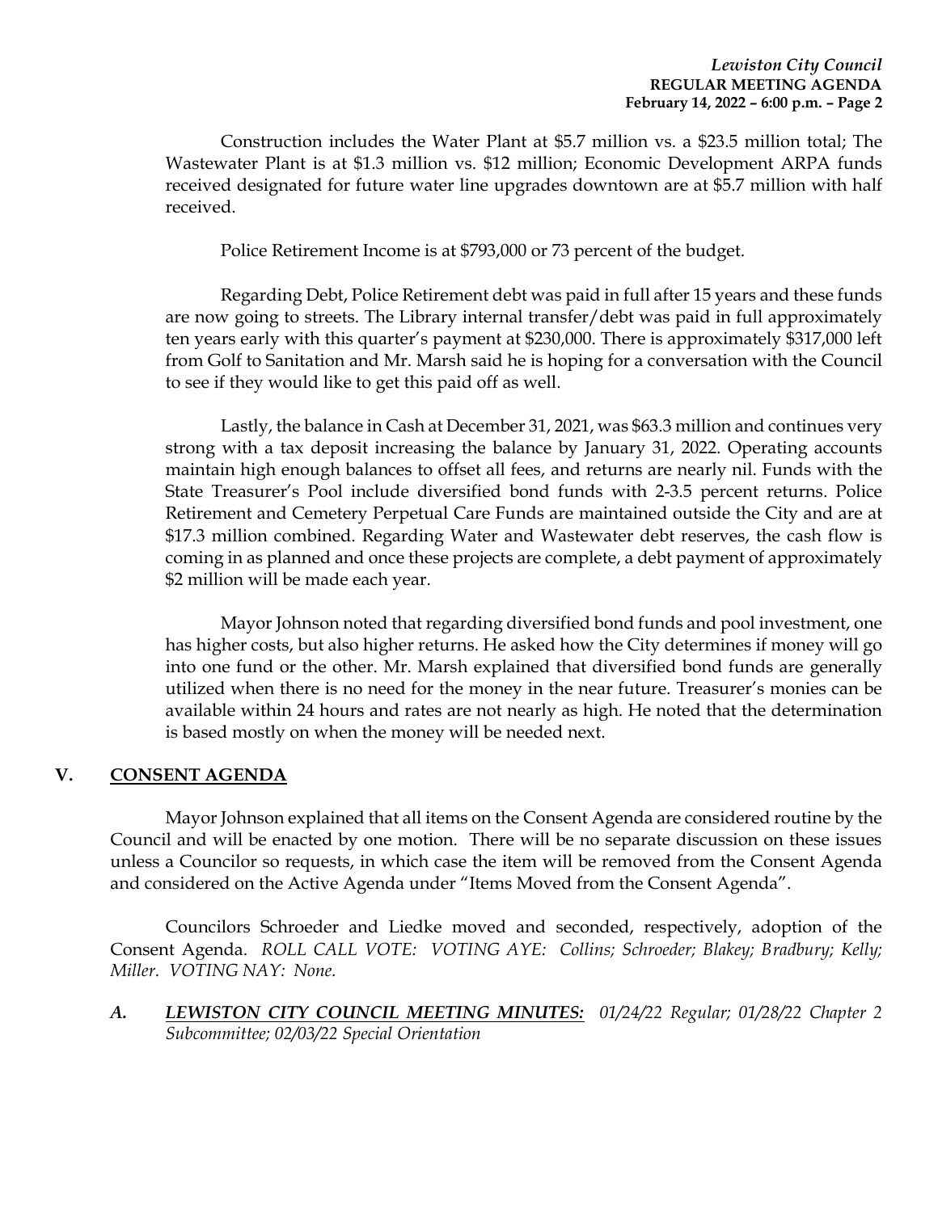Construction includes the Water Plant at $5.7 million vs. a $23.5 million total; The Wastewater Plant is at $1.3 million vs. $12 million; Economic Development ARPA funds received designated for future water line upgrades downtown are at $5.7 million with half received.

Police Retirement Income is at $793,000 or 73 percent of the budget.

Regarding Debt, Police Retirement debt was paid in full after 15 years and these funds are now going to streets. The Library internal transfer/debt was paid in full approximately ten years early with this quarter's payment at $230,000. There is approximately $317,000 left from Golf to Sanitation and Mr. Marsh said he is hoping for a conversation with the Council to see if they would like to get this paid off as well.

Lastly, the balance in Cash at December 31, 2021, was $63.3 million and continues very strong with a tax deposit increasing the balance by January 31, 2022. Operating accounts maintain high enough balances to offset all fees, and returns are nearly nil. Funds with the State Treasurer's Pool include diversified bond funds with 2-3.5 percent returns. Police Retirement and Cemetery Perpetual Care Funds are maintained outside the City and are at $17.3 million combined. Regarding Water and Wastewater debt reserves, the cash flow is coming in as planned and once these projects are complete, a debt payment of approximately $2 million will be made each year.

Mayor Johnson noted that regarding diversified bond funds and pool investment, one has higher costs, but also higher returns. He asked how the City determines if money will go into one fund or the other. Mr. Marsh explained that diversified bond funds are generally utilized when there is no need for the money in the near future. Treasurer's monies can be available within 24 hours and rates are not nearly as high. He noted that the determination is based mostly on when the money will be needed next.

## V. CONSENT AGENDA

Mayor Johnson explained that all items on the Consent Agenda are considered routine by the Council and will be enacted by one motion. There will be no separate discussion on these issues unless a Councilor so requests, in which case the item will be removed from the Consent Agenda and considered on the Active Agenda under "Items Moved from the Consent Agenda".

Councilors Schroeder and Liedke moved and seconded, respectively, adoption of the Consent Agenda. *ROLL CALL VOTE: VOTING AYE: Collins; Schroeder; Blakey; Bradbury; Kelly; Miller. VOTING NAY: None.*

***A. LEWISTON CITY COUNCIL MEETING MINUTES:*** *01/24/22 Regular; 01/28/22 Chapter 2 Subcommittee; 02/03/22 Special Orientation*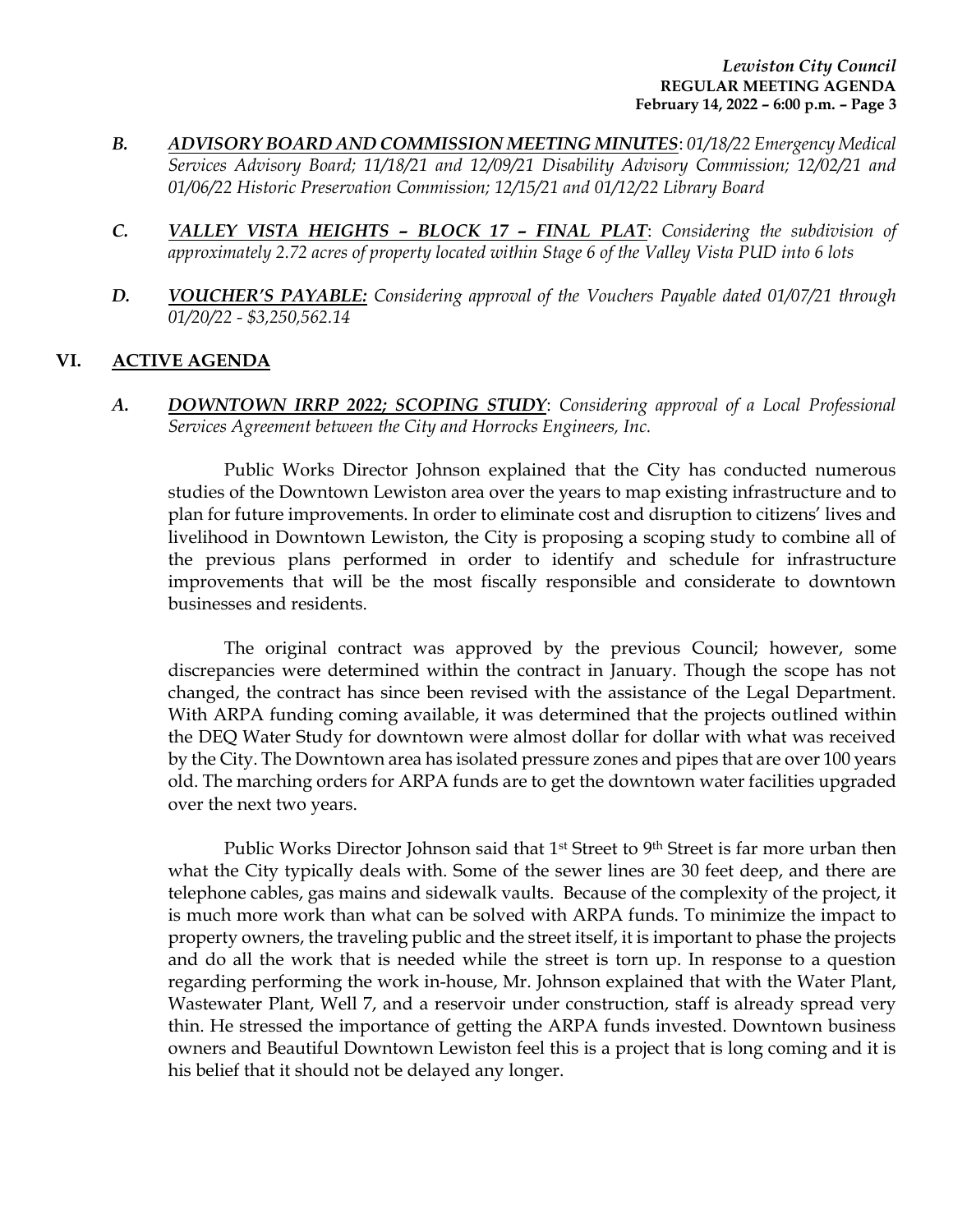*B.* ***ADVISORY BOARD AND COMMISSION MEETING MINUTES***: *01/18/22 Emergency Medical Services Advisory Board; 11/18/21 and 12/09/21 Disability Advisory Commission; 12/02/21 and 01/06/22 Historic Preservation Commission; 12/15/21 and 01/12/22 Library Board*

*C.* ***VALLEY VISTA HEIGHTS – BLOCK 17 – FINAL PLAT***: *Considering the subdivision of approximately 2.72 acres of property located within Stage 6 of the Valley Vista PUD into 6 lots*

*D.* ***VOUCHER'S PAYABLE:*** *Considering approval of the Vouchers Payable dated 01/07/21 through 01/20/22 - $3,250,562.14*

## VI. ACTIVE AGENDA

*A.* ***DOWNTOWN IRRP 2022; SCOPING STUDY***: *Considering approval of a Local Professional Services Agreement between the City and Horrocks Engineers, Inc.*

Public Works Director Johnson explained that the City has conducted numerous studies of the Downtown Lewiston area over the years to map existing infrastructure and to plan for future improvements. In order to eliminate cost and disruption to citizens' lives and livelihood in Downtown Lewiston, the City is proposing a scoping study to combine all of the previous plans performed in order to identify and schedule for infrastructure improvements that will be the most fiscally responsible and considerate to downtown businesses and residents.

The original contract was approved by the previous Council; however, some discrepancies were determined within the contract in January. Though the scope has not changed, the contract has since been revised with the assistance of the Legal Department. With ARPA funding coming available, it was determined that the projects outlined within the DEQ Water Study for downtown were almost dollar for dollar with what was received by the City. The Downtown area has isolated pressure zones and pipes that are over 100 years old. The marching orders for ARPA funds are to get the downtown water facilities upgraded over the next two years.

Public Works Director Johnson said that 1st Street to 9th Street is far more urban then what the City typically deals with. Some of the sewer lines are 30 feet deep, and there are telephone cables, gas mains and sidewalk vaults. Because of the complexity of the project, it is much more work than what can be solved with ARPA funds. To minimize the impact to property owners, the traveling public and the street itself, it is important to phase the projects and do all the work that is needed while the street is torn up. In response to a question regarding performing the work in-house, Mr. Johnson explained that with the Water Plant, Wastewater Plant, Well 7, and a reservoir under construction, staff is already spread very thin. He stressed the importance of getting the ARPA funds invested. Downtown business owners and Beautiful Downtown Lewiston feel this is a project that is long coming and it is his belief that it should not be delayed any longer.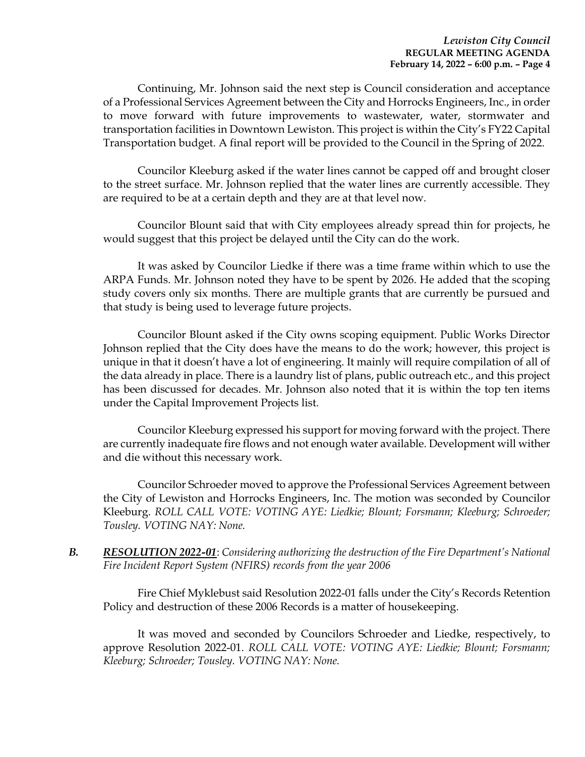Continuing, Mr. Johnson said the next step is Council consideration and acceptance of a Professional Services Agreement between the City and Horrocks Engineers, Inc., in order to move forward with future improvements to wastewater, water, stormwater and transportation facilities in Downtown Lewiston. This project is within the City's FY22 Capital Transportation budget. A final report will be provided to the Council in the Spring of 2022.

Councilor Kleeburg asked if the water lines cannot be capped off and brought closer to the street surface. Mr. Johnson replied that the water lines are currently accessible. They are required to be at a certain depth and they are at that level now.

Councilor Blount said that with City employees already spread thin for projects, he would suggest that this project be delayed until the City can do the work.

It was asked by Councilor Liedke if there was a time frame within which to use the ARPA Funds. Mr. Johnson noted they have to be spent by 2026. He added that the scoping study covers only six months. There are multiple grants that are currently be pursued and that study is being used to leverage future projects.

Councilor Blount asked if the City owns scoping equipment. Public Works Director Johnson replied that the City does have the means to do the work; however, this project is unique in that it doesn't have a lot of engineering. It mainly will require compilation of all of the data already in place. There is a laundry list of plans, public outreach etc., and this project has been discussed for decades. Mr. Johnson also noted that it is within the top ten items under the Capital Improvement Projects list.

Councilor Kleeburg expressed his support for moving forward with the project. There are currently inadequate fire flows and not enough water available. Development will wither and die without this necessary work.

Councilor Schroeder moved to approve the Professional Services Agreement between the City of Lewiston and Horrocks Engineers, Inc. The motion was seconded by Councilor Kleeburg. *ROLL CALL VOTE: VOTING AYE: Liedkie; Blount; Forsmann; Kleeburg; Schroeder; Tousley. VOTING NAY: None.*

***B. RESOLUTION 2022-01****: Considering authorizing the destruction of the Fire Department's National Fire Incident Report System (NFIRS) records from the year 2006*

Fire Chief Myklebust said Resolution 2022-01 falls under the City's Records Retention Policy and destruction of these 2006 Records is a matter of housekeeping.

It was moved and seconded by Councilors Schroeder and Liedke, respectively, to approve Resolution 2022-01. *ROLL CALL VOTE: VOTING AYE: Liedkie; Blount; Forsmann; Kleeburg; Schroeder; Tousley. VOTING NAY: None.*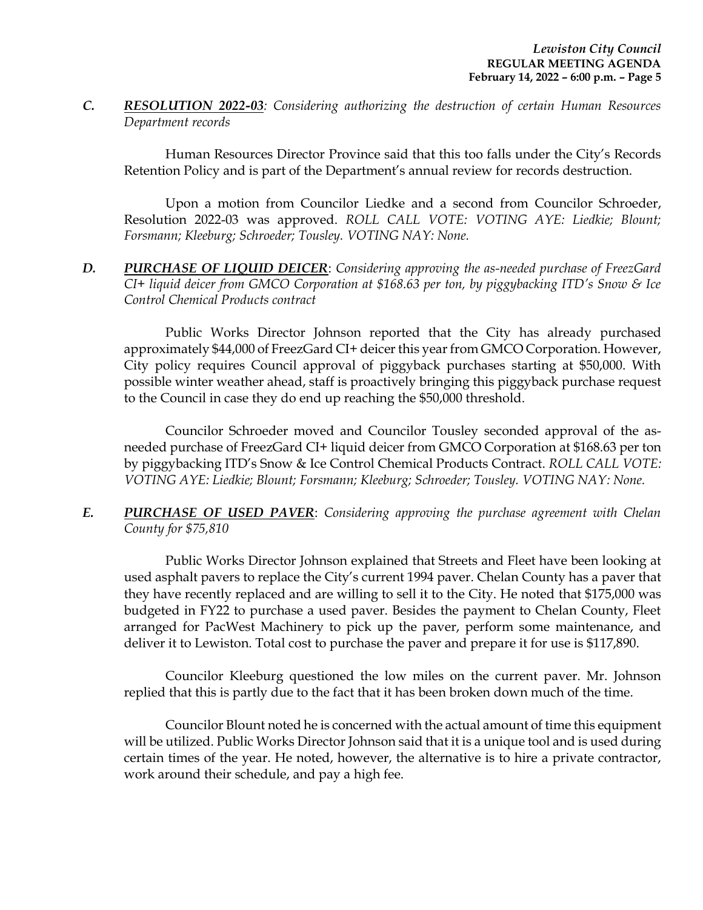*C.* ***RESOLUTION 2022-03****: Considering authorizing the destruction of certain Human Resources Department records*

Human Resources Director Province said that this too falls under the City's Records Retention Policy and is part of the Department's annual review for records destruction.

Upon a motion from Councilor Liedke and a second from Councilor Schroeder, Resolution 2022-03 was approved. *ROLL CALL VOTE: VOTING AYE: Liedkie; Blount; Forsmann; Kleeburg; Schroeder; Tousley. VOTING NAY: None.*

*D.* ***PURCHASE OF LIQUID DEICER****: Considering approving the as-needed purchase of FreezGard CI+ liquid deicer from GMCO Corporation at $168.63 per ton, by piggybacking ITD's Snow & Ice Control Chemical Products contract*

Public Works Director Johnson reported that the City has already purchased approximately $44,000 of FreezGard CI+ deicer this year from GMCO Corporation. However, City policy requires Council approval of piggyback purchases starting at $50,000. With possible winter weather ahead, staff is proactively bringing this piggyback purchase request to the Council in case they do end up reaching the $50,000 threshold.

Councilor Schroeder moved and Councilor Tousley seconded approval of the as-needed purchase of FreezGard CI+ liquid deicer from GMCO Corporation at $168.63 per ton by piggybacking ITD's Snow & Ice Control Chemical Products Contract. *ROLL CALL VOTE: VOTING AYE: Liedkie; Blount; Forsmann; Kleeburg; Schroeder; Tousley. VOTING NAY: None.*

*E.* ***PURCHASE OF USED PAVER****: Considering approving the purchase agreement with Chelan County for $75,810*

Public Works Director Johnson explained that Streets and Fleet have been looking at used asphalt pavers to replace the City's current 1994 paver. Chelan County has a paver that they have recently replaced and are willing to sell it to the City. He noted that $175,000 was budgeted in FY22 to purchase a used paver. Besides the payment to Chelan County, Fleet arranged for PacWest Machinery to pick up the paver, perform some maintenance, and deliver it to Lewiston. Total cost to purchase the paver and prepare it for use is $117,890.

Councilor Kleeburg questioned the low miles on the current paver. Mr. Johnson replied that this is partly due to the fact that it has been broken down much of the time.

Councilor Blount noted he is concerned with the actual amount of time this equipment will be utilized. Public Works Director Johnson said that it is a unique tool and is used during certain times of the year. He noted, however, the alternative is to hire a private contractor, work around their schedule, and pay a high fee.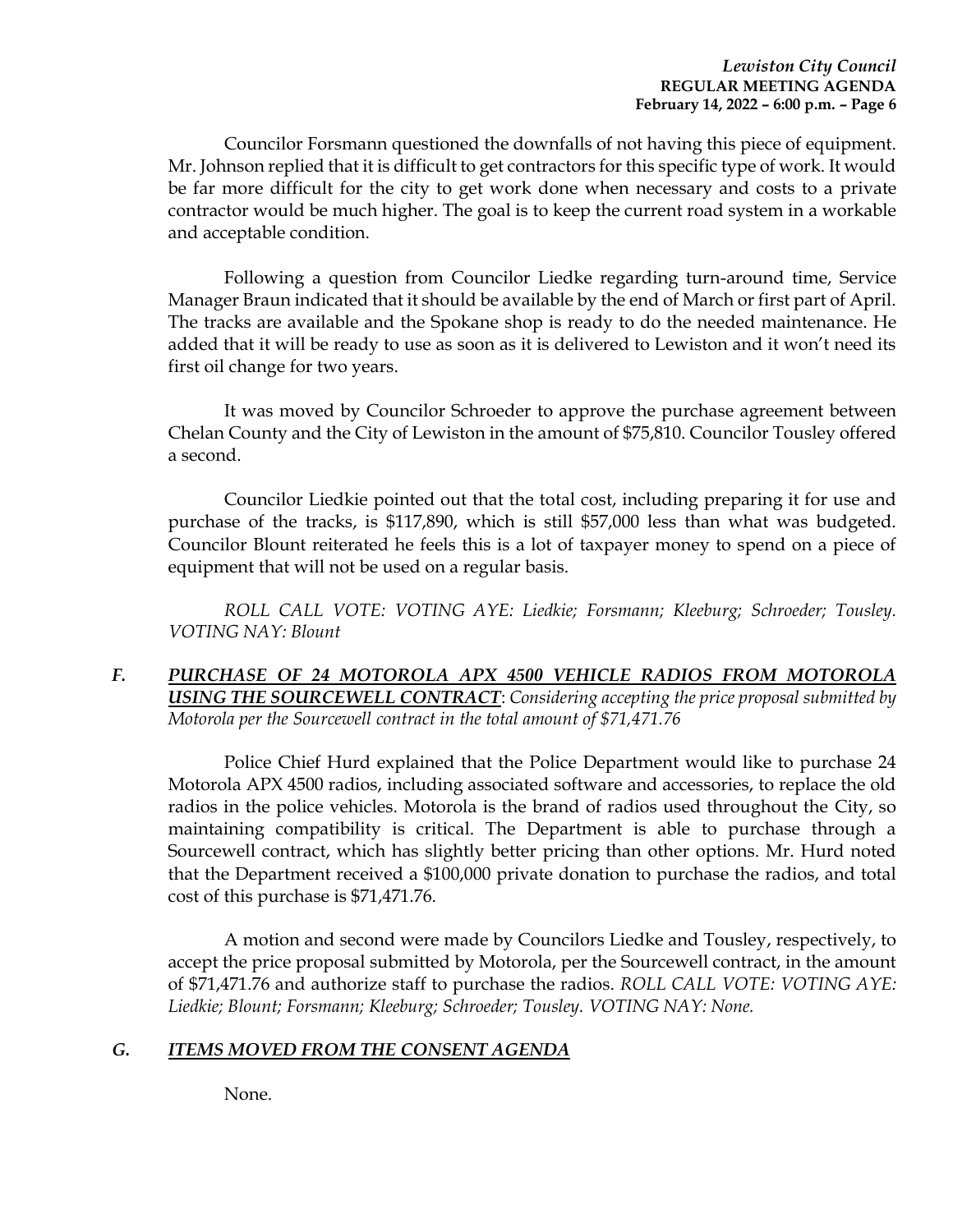Councilor Forsmann questioned the downfalls of not having this piece of equipment. Mr. Johnson replied that it is difficult to get contractors for this specific type of work. It would be far more difficult for the city to get work done when necessary and costs to a private contractor would be much higher. The goal is to keep the current road system in a workable and acceptable condition.

Following a question from Councilor Liedke regarding turn-around time, Service Manager Braun indicated that it should be available by the end of March or first part of April. The tracks are available and the Spokane shop is ready to do the needed maintenance. He added that it will be ready to use as soon as it is delivered to Lewiston and it won't need its first oil change for two years.

It was moved by Councilor Schroeder to approve the purchase agreement between Chelan County and the City of Lewiston in the amount of $75,810. Councilor Tousley offered a second.

Councilor Liedkie pointed out that the total cost, including preparing it for use and purchase of the tracks, is $117,890, which is still $57,000 less than what was budgeted. Councilor Blount reiterated he feels this is a lot of taxpayer money to spend on a piece of equipment that will not be used on a regular basis.

*ROLL CALL VOTE: VOTING AYE: Liedkie; Forsmann; Kleeburg; Schroeder; Tousley. VOTING NAY: Blount*

## *F.* ***PURCHASE OF 24 MOTOROLA APX 4500 VEHICLE RADIOS FROM MOTOROLA USING THE SOURCEWELL CONTRACT****: Considering accepting the price proposal submitted by Motorola per the Sourcewell contract in the total amount of $71,471.76*

Police Chief Hurd explained that the Police Department would like to purchase 24 Motorola APX 4500 radios, including associated software and accessories, to replace the old radios in the police vehicles. Motorola is the brand of radios used throughout the City, so maintaining compatibility is critical. The Department is able to purchase through a Sourcewell contract, which has slightly better pricing than other options. Mr. Hurd noted that the Department received a $100,000 private donation to purchase the radios, and total cost of this purchase is $71,471.76.

A motion and second were made by Councilors Liedke and Tousley, respectively, to accept the price proposal submitted by Motorola, per the Sourcewell contract, in the amount of $71,471.76 and authorize staff to purchase the radios. *ROLL CALL VOTE: VOTING AYE: Liedkie; Blount; Forsmann; Kleeburg; Schroeder; Tousley. VOTING NAY: None.*

## *G.* ***ITEMS MOVED FROM THE CONSENT AGENDA***

None.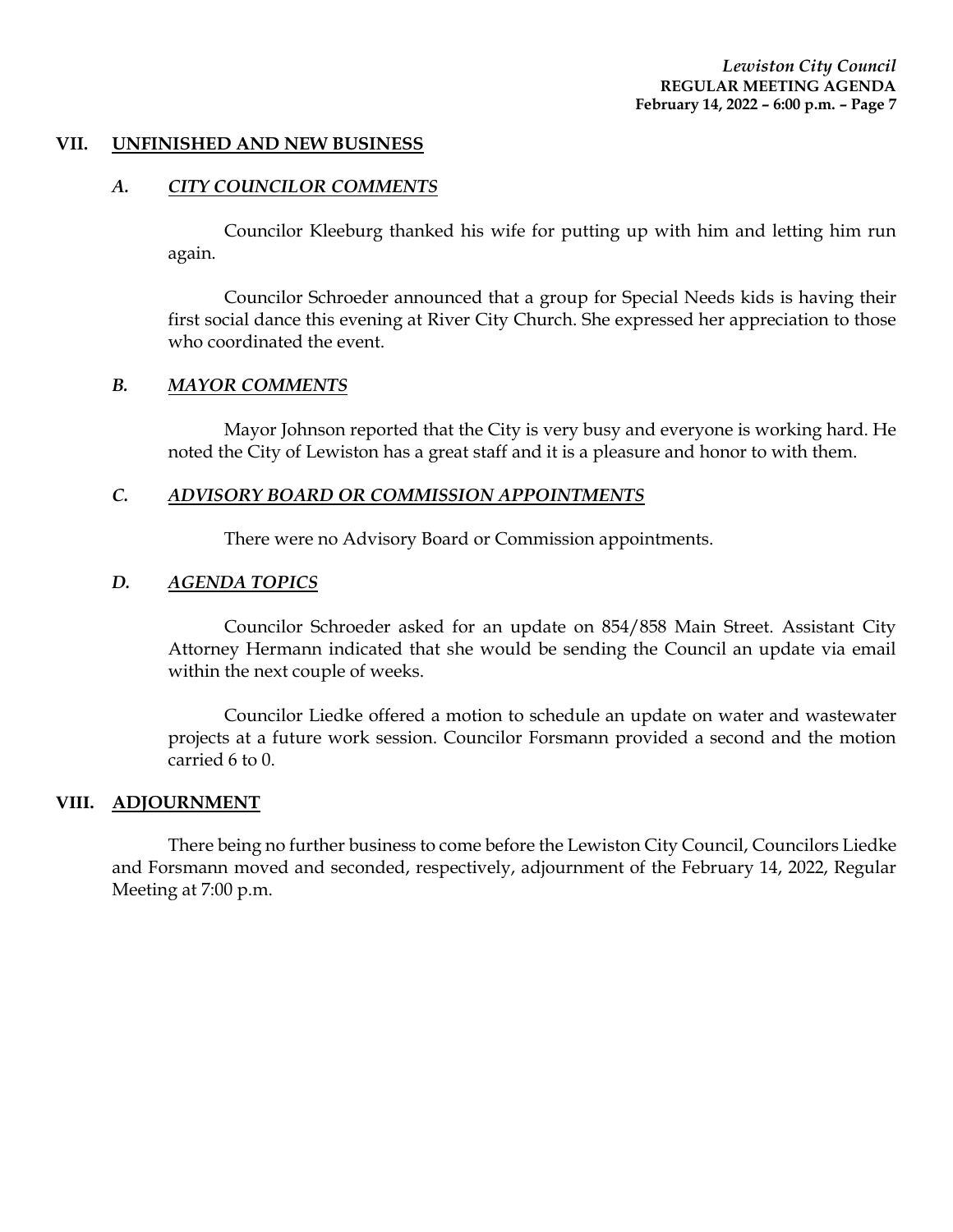## VII. UNFINISHED AND NEW BUSINESS

### *A. CITY COUNCILOR COMMENTS*

Councilor Kleeburg thanked his wife for putting up with him and letting him run again.

Councilor Schroeder announced that a group for Special Needs kids is having their first social dance this evening at River City Church. She expressed her appreciation to those who coordinated the event.

### *B. MAYOR COMMENTS*

Mayor Johnson reported that the City is very busy and everyone is working hard. He noted the City of Lewiston has a great staff and it is a pleasure and honor to with them.

### *C. ADVISORY BOARD OR COMMISSION APPOINTMENTS*

There were no Advisory Board or Commission appointments.

### *D. AGENDA TOPICS*

Councilor Schroeder asked for an update on 854/858 Main Street. Assistant City Attorney Hermann indicated that she would be sending the Council an update via email within the next couple of weeks.

Councilor Liedke offered a motion to schedule an update on water and wastewater projects at a future work session. Councilor Forsmann provided a second and the motion carried 6 to 0.

## VIII. ADJOURNMENT

There being no further business to come before the Lewiston City Council, Councilors Liedke and Forsmann moved and seconded, respectively, adjournment of the February 14, 2022, Regular Meeting at 7:00 p.m.